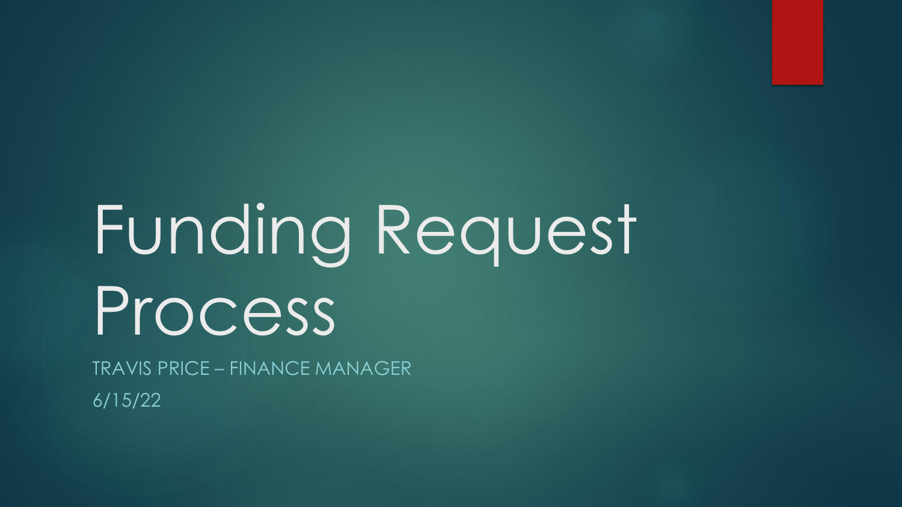# Funding Request Process

TRAVIS PRICE – FINANCE MANAGER

6/15/22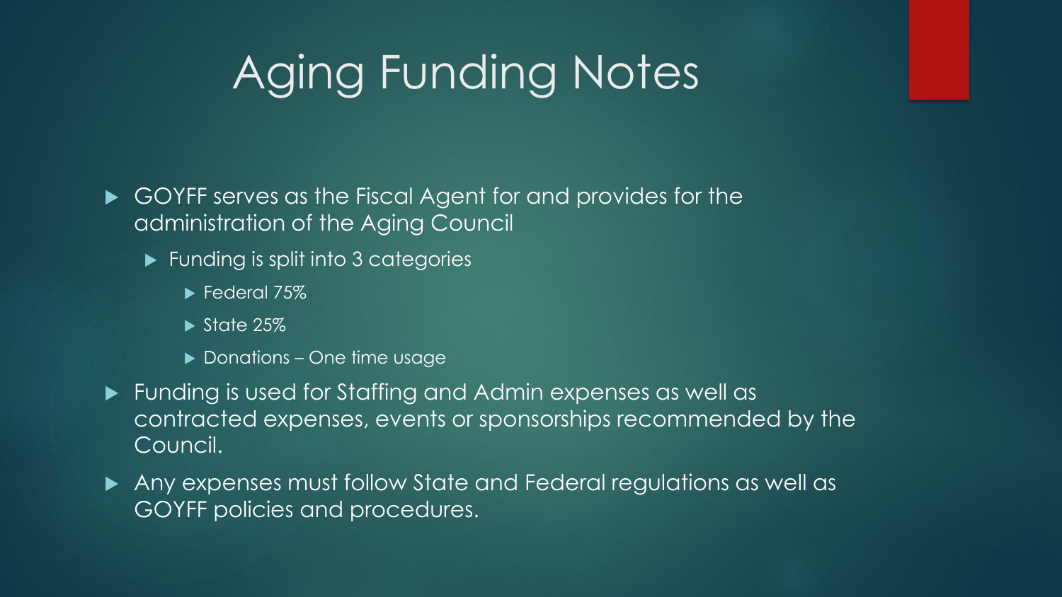# Aging Funding Notes

- GOYFF serves as the Fiscal Agent for and provides for the administration of the Aging Council
  - Funding is split into 3 categories
    - Federal 75%
    - State 25%
    - Donations – One time usage
- Funding is used for Staffing and Admin expenses as well as contracted expenses, events or sponsorships recommended by the Council.
- Any expenses must follow State and Federal regulations as well as GOYFF policies and procedures.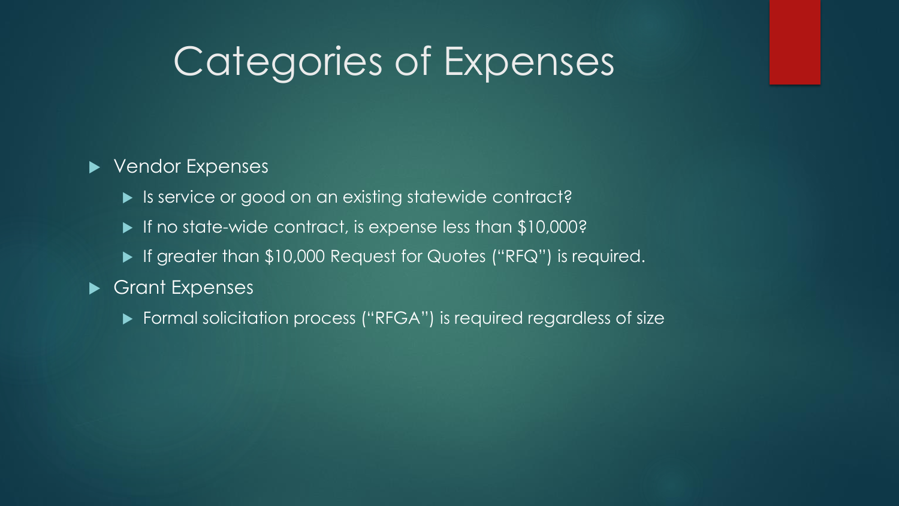# Categories of Expenses

- Vendor Expenses
  - Is service or good on an existing statewide contract?
  - If no state-wide contract, is expense less than $10,000?
  - If greater than $10,000 Request for Quotes ("RFQ") is required.
- Grant Expenses
  - Formal solicitation process ("RFGA") is required regardless of size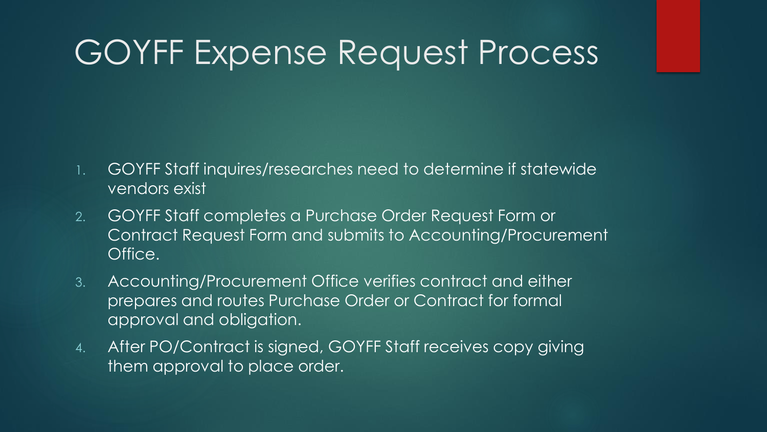# GOYFF Expense Request Process

1. GOYFF Staff inquires/researches need to determine if statewide vendors exist
2. GOYFF Staff completes a Purchase Order Request Form or Contract Request Form and submits to Accounting/Procurement Office.
3. Accounting/Procurement Office verifies contract and either prepares and routes Purchase Order or Contract for formal approval and obligation.
4. After PO/Contract is signed, GOYFF Staff receives copy giving them approval to place order.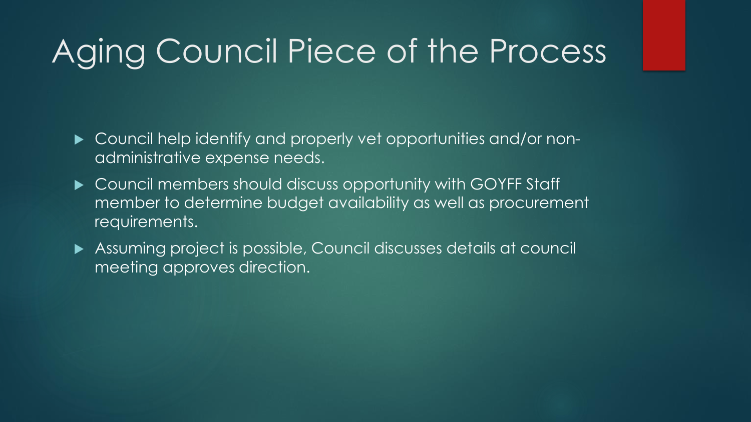# Aging Council Piece of the Process

- Council help identify and properly vet opportunities and/or non-administrative expense needs.
- Council members should discuss opportunity with GOYFF Staff member to determine budget availability as well as procurement requirements.
- Assuming project is possible, Council discusses details at council meeting approves direction.